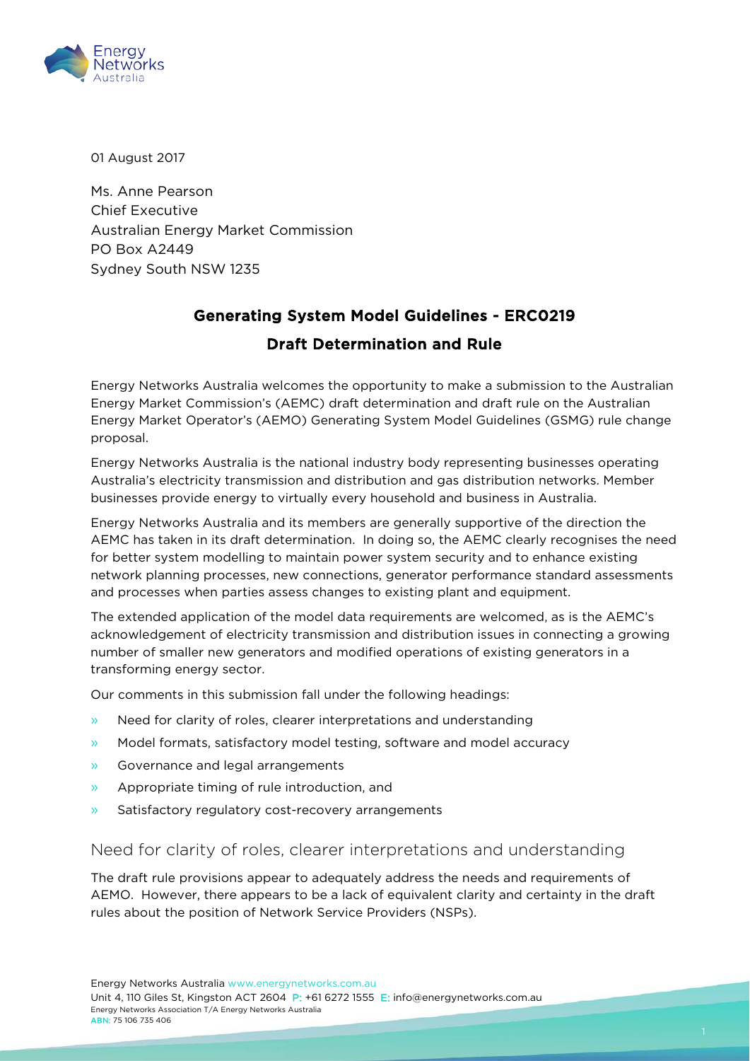01 August 2017

Ms. Anne Pearson
Chief Executive
Australian Energy Market Commission
PO Box A2449
Sydney South NSW 1235

## Generating System Model Guidelines - ERC0219

## Draft Determination and Rule

Energy Networks Australia welcomes the opportunity to make a submission to the Australian Energy Market Commission's (AEMC) draft determination and draft rule on the Australian Energy Market Operator's (AEMO) Generating System Model Guidelines (GSMG) rule change proposal.

Energy Networks Australia is the national industry body representing businesses operating Australia's electricity transmission and distribution and gas distribution networks. Member businesses provide energy to virtually every household and business in Australia.

Energy Networks Australia and its members are generally supportive of the direction the AEMC has taken in its draft determination. In doing so, the AEMC clearly recognises the need for better system modelling to maintain power system security and to enhance existing network planning processes, new connections, generator performance standard assessments and processes when parties assess changes to existing plant and equipment.

The extended application of the model data requirements are welcomed, as is the AEMC's acknowledgement of electricity transmission and distribution issues in connecting a growing number of smaller new generators and modified operations of existing generators in a transforming energy sector.

Our comments in this submission fall under the following headings:

- Need for clarity of roles, clearer interpretations and understanding
- Model formats, satisfactory model testing, software and model accuracy
- Governance and legal arrangements
- Appropriate timing of rule introduction, and
- Satisfactory regulatory cost-recovery arrangements

### Need for clarity of roles, clearer interpretations and understanding

The draft rule provisions appear to adequately address the needs and requirements of AEMO. However, there appears to be a lack of equivalent clarity and certainty in the draft rules about the position of Network Service Providers (NSPs).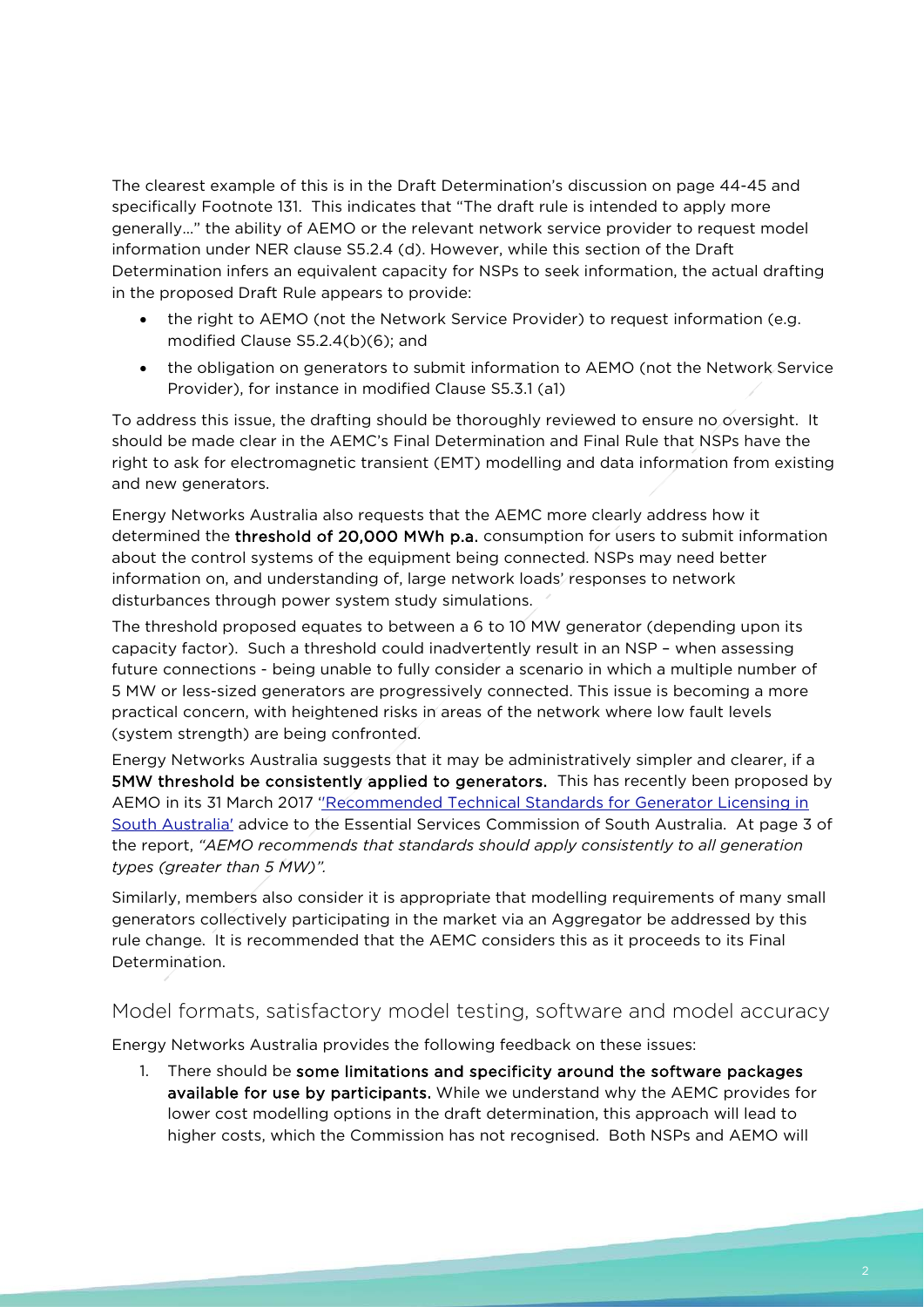The clearest example of this is in the Draft Determination's discussion on page 44-45 and specifically Footnote 131. This indicates that "The draft rule is intended to apply more generally…" the ability of AEMO or the relevant network service provider to request model information under NER clause S5.2.4 (d). However, while this section of the Draft Determination infers an equivalent capacity for NSPs to seek information, the actual drafting in the proposed Draft Rule appears to provide:

- the right to AEMO (not the Network Service Provider) to request information (e.g. modified Clause S5.2.4(b)(6); and
- the obligation on generators to submit information to AEMO (not the Network Service Provider), for instance in modified Clause S5.3.1 (a1)

To address this issue, the drafting should be thoroughly reviewed to ensure no oversight. It should be made clear in the AEMC's Final Determination and Final Rule that NSPs have the right to ask for electromagnetic transient (EMT) modelling and data information from existing and new generators.

Energy Networks Australia also requests that the AEMC more clearly address how it determined the **threshold of 20,000 MWh p.a.** consumption for users to submit information about the control systems of the equipment being connected. NSPs may need better information on, and understanding of, large network loads' responses to network disturbances through power system study simulations.

The threshold proposed equates to between a 6 to 10 MW generator (depending upon its capacity factor). Such a threshold could inadvertently result in an NSP – when assessing future connections - being unable to fully consider a scenario in which a multiple number of 5 MW or less-sized generators are progressively connected. This issue is becoming a more practical concern, with heightened risks in areas of the network where low fault levels (system strength) are being confronted.

Energy Networks Australia suggests that it may be administratively simpler and clearer, if a **5MW threshold be consistently applied to generators.** This has recently been proposed by AEMO in its 31 March 2017 ['Recommended Technical Standards for Generator Licensing in South Australia'] advice to the Essential Services Commission of South Australia. At page 3 of the report, *"AEMO recommends that standards should apply consistently to all generation types (greater than 5 MW)".*

Similarly, members also consider it is appropriate that modelling requirements of many small generators collectively participating in the market via an Aggregator be addressed by this rule change. It is recommended that the AEMC considers this as it proceeds to its Final Determination.

## Model formats, satisfactory model testing, software and model accuracy

Energy Networks Australia provides the following feedback on these issues:

1. There should be **some limitations and specificity around the software packages available for use by participants.** While we understand why the AEMC provides for lower cost modelling options in the draft determination, this approach will lead to higher costs, which the Commission has not recognised. Both NSPs and AEMO will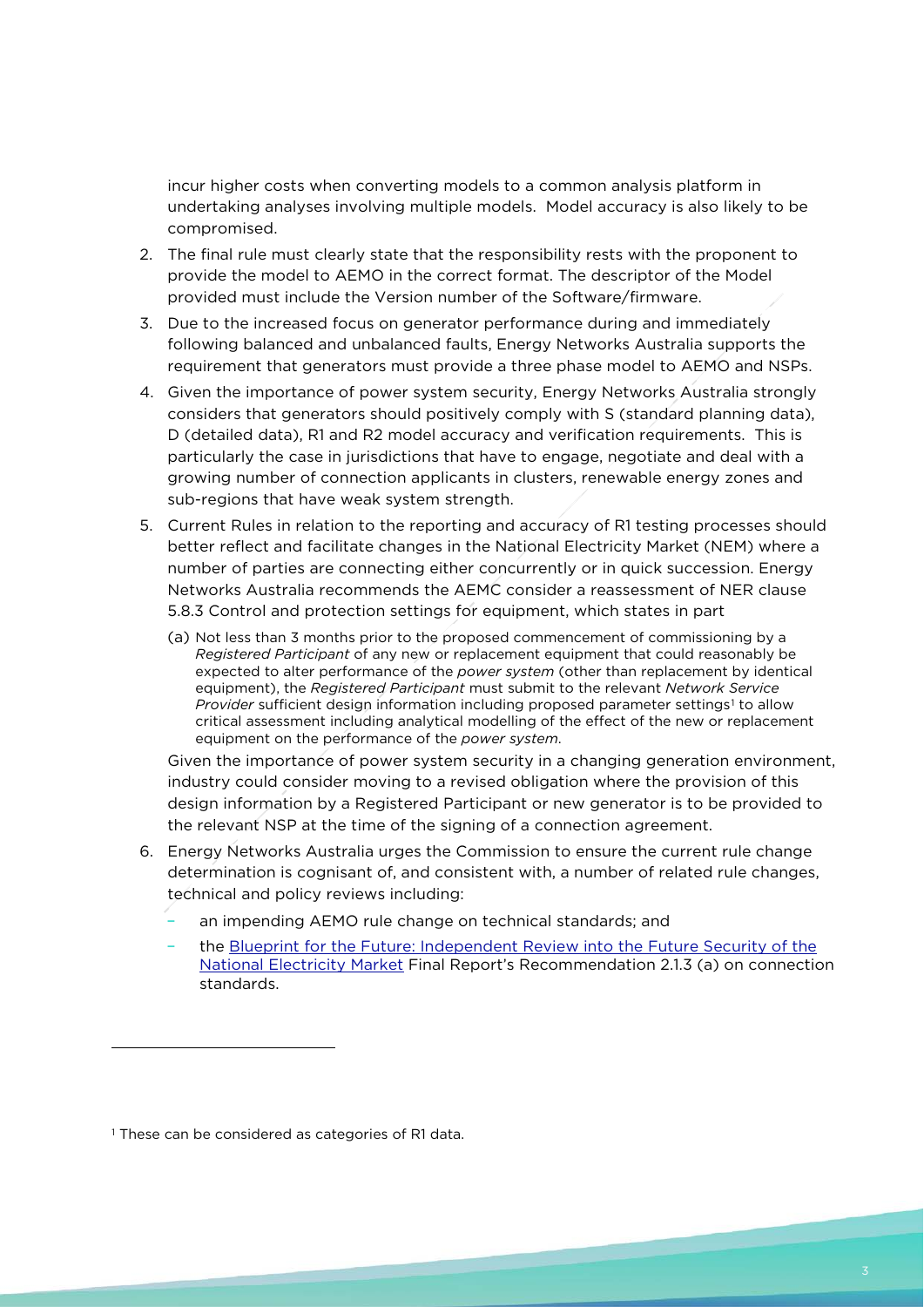incur higher costs when converting models to a common analysis platform in undertaking analyses involving multiple models. Model accuracy is also likely to be compromised.

2. The final rule must clearly state that the responsibility rests with the proponent to provide the model to AEMO in the correct format. The descriptor of the Model provided must include the Version number of the Software/firmware.
3. Due to the increased focus on generator performance during and immediately following balanced and unbalanced faults, Energy Networks Australia supports the requirement that generators must provide a three phase model to AEMO and NSPs.
4. Given the importance of power system security, Energy Networks Australia strongly considers that generators should positively comply with S (standard planning data), D (detailed data), R1 and R2 model accuracy and verification requirements. This is particularly the case in jurisdictions that have to engage, negotiate and deal with a growing number of connection applicants in clusters, renewable energy zones and sub-regions that have weak system strength.
5. Current Rules in relation to the reporting and accuracy of R1 testing processes should better reflect and facilitate changes in the National Electricity Market (NEM) where a number of parties are connecting either concurrently or in quick succession. Energy Networks Australia recommends the AEMC consider a reassessment of NER clause 5.8.3 Control and protection settings for equipment, which states in part

   (a) Not less than 3 months prior to the proposed commencement of commissioning by a *Registered Participant* of any new or replacement equipment that could reasonably be expected to alter performance of the *power system* (other than replacement by identical equipment), the *Registered Participant* must submit to the relevant *Network Service Provider* sufficient design information including proposed parameter settings[1] to allow critical assessment including analytical modelling of the effect of the new or replacement equipment on the performance of the *power system*.

   Given the importance of power system security in a changing generation environment, industry could consider moving to a revised obligation where the provision of this design information by a Registered Participant or new generator is to be provided to the relevant NSP at the time of the signing of a connection agreement.
6. Energy Networks Australia urges the Commission to ensure the current rule change determination is cognisant of, and consistent with, a number of related rule changes, technical and policy reviews including:
   - an impending AEMO rule change on technical standards; and
   - the Blueprint for the Future: Independent Review into the Future Security of the National Electricity Market Final Report's Recommendation 2.1.3 (a) on connection standards.

[1] These can be considered as categories of R1 data.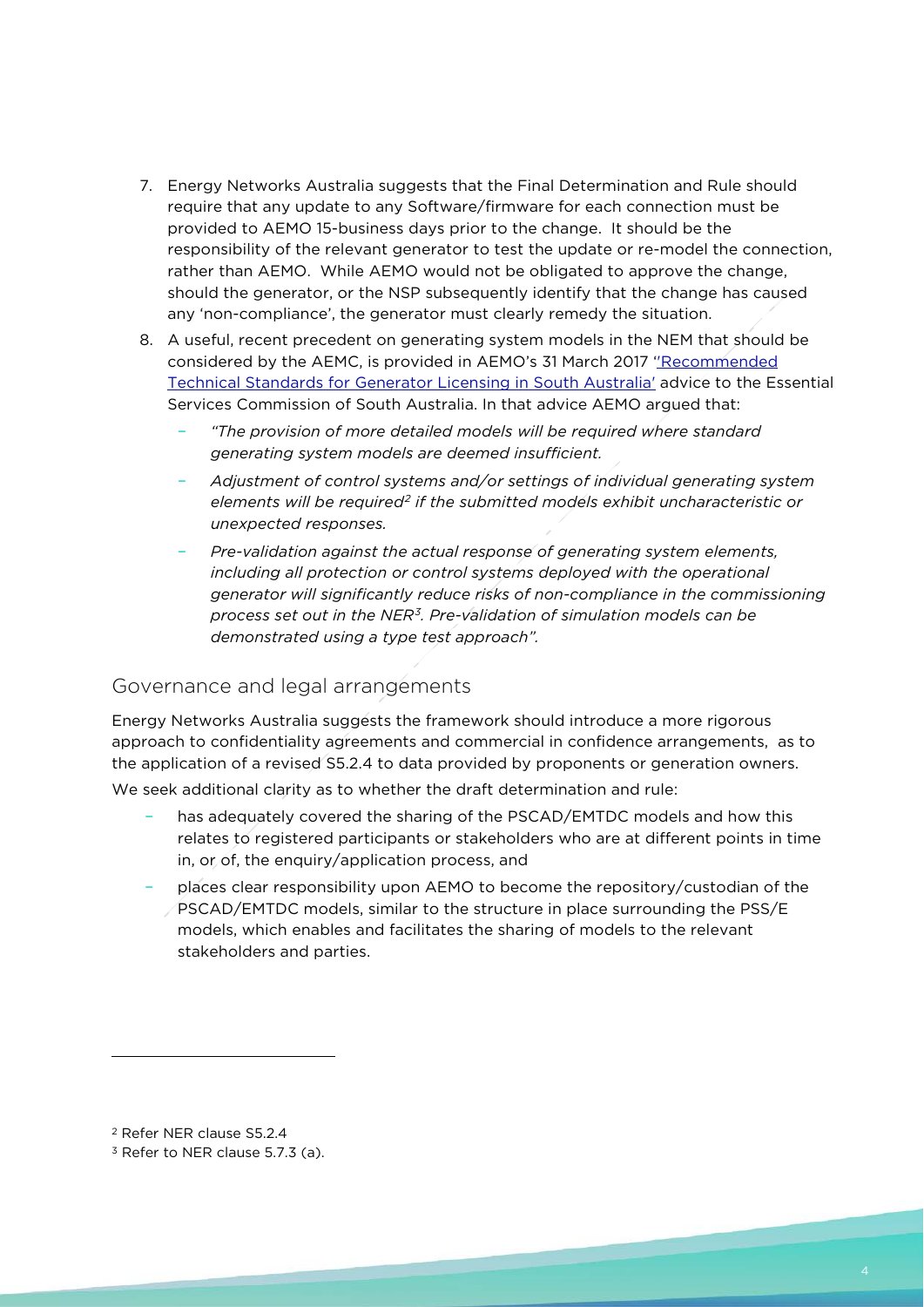7. Energy Networks Australia suggests that the Final Determination and Rule should require that any update to any Software/firmware for each connection must be provided to AEMO 15-business days prior to the change. It should be the responsibility of the relevant generator to test the update or re-model the connection, rather than AEMO. While AEMO would not be obligated to approve the change, should the generator, or the NSP subsequently identify that the change has caused any 'non-compliance', the generator must clearly remedy the situation.
8. A useful, recent precedent on generating system models in the NEM that should be considered by the AEMC, is provided in AEMO's 31 March 2017 "Recommended Technical Standards for Generator Licensing in South Australia' advice to the Essential Services Commission of South Australia. In that advice AEMO argued that:
   - *"The provision of more detailed models will be required where standard generating system models are deemed insufficient.*
   - *Adjustment of control systems and/or settings of individual generating system elements will be required[2] if the submitted models exhibit uncharacteristic or unexpected responses.*
   - *Pre-validation against the actual response of generating system elements, including all protection or control systems deployed with the operational generator will significantly reduce risks of non-compliance in the commissioning process set out in the NER[3]. Pre-validation of simulation models can be demonstrated using a type test approach".*

## Governance and legal arrangements

Energy Networks Australia suggests the framework should introduce a more rigorous approach to confidentiality agreements and commercial in confidence arrangements, as to the application of a revised S5.2.4 to data provided by proponents or generation owners.

We seek additional clarity as to whether the draft determination and rule:

- has adequately covered the sharing of the PSCAD/EMTDC models and how this relates to registered participants or stakeholders who are at different points in time in, or of, the enquiry/application process, and
- places clear responsibility upon AEMO to become the repository/custodian of the PSCAD/EMTDC models, similar to the structure in place surrounding the PSS/E models, which enables and facilitates the sharing of models to the relevant stakeholders and parties.

[2] Refer NER clause S5.2.4

[3] Refer to NER clause 5.7.3 (a).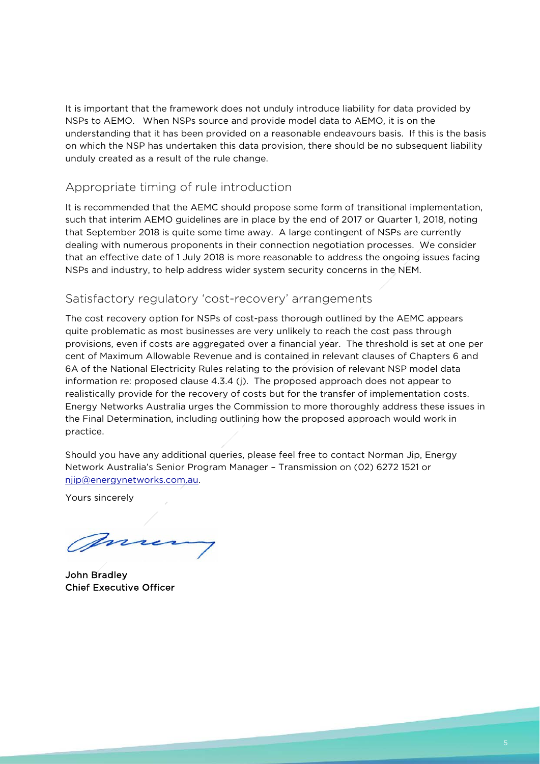It is important that the framework does not unduly introduce liability for data provided by NSPs to AEMO. When NSPs source and provide model data to AEMO, it is on the understanding that it has been provided on a reasonable endeavours basis. If this is the basis on which the NSP has undertaken this data provision, there should be no subsequent liability unduly created as a result of the rule change.

## Appropriate timing of rule introduction

It is recommended that the AEMC should propose some form of transitional implementation, such that interim AEMO guidelines are in place by the end of 2017 or Quarter 1, 2018, noting that September 2018 is quite some time away. A large contingent of NSPs are currently dealing with numerous proponents in their connection negotiation processes. We consider that an effective date of 1 July 2018 is more reasonable to address the ongoing issues facing NSPs and industry, to help address wider system security concerns in the NEM.

## Satisfactory regulatory 'cost-recovery' arrangements

The cost recovery option for NSPs of cost-pass thorough outlined by the AEMC appears quite problematic as most businesses are very unlikely to reach the cost pass through provisions, even if costs are aggregated over a financial year. The threshold is set at one per cent of Maximum Allowable Revenue and is contained in relevant clauses of Chapters 6 and 6A of the National Electricity Rules relating to the provision of relevant NSP model data information re: proposed clause 4.3.4 (j). The proposed approach does not appear to realistically provide for the recovery of costs but for the transfer of implementation costs. Energy Networks Australia urges the Commission to more thoroughly address these issues in the Final Determination, including outlining how the proposed approach would work in practice.

Should you have any additional queries, please feel free to contact Norman Jip, Energy Network Australia's Senior Program Manager – Transmission on (02) 6272 1521 or njip@energynetworks.com.au.

Yours sincerely

**John Bradley**
**Chief Executive Officer**